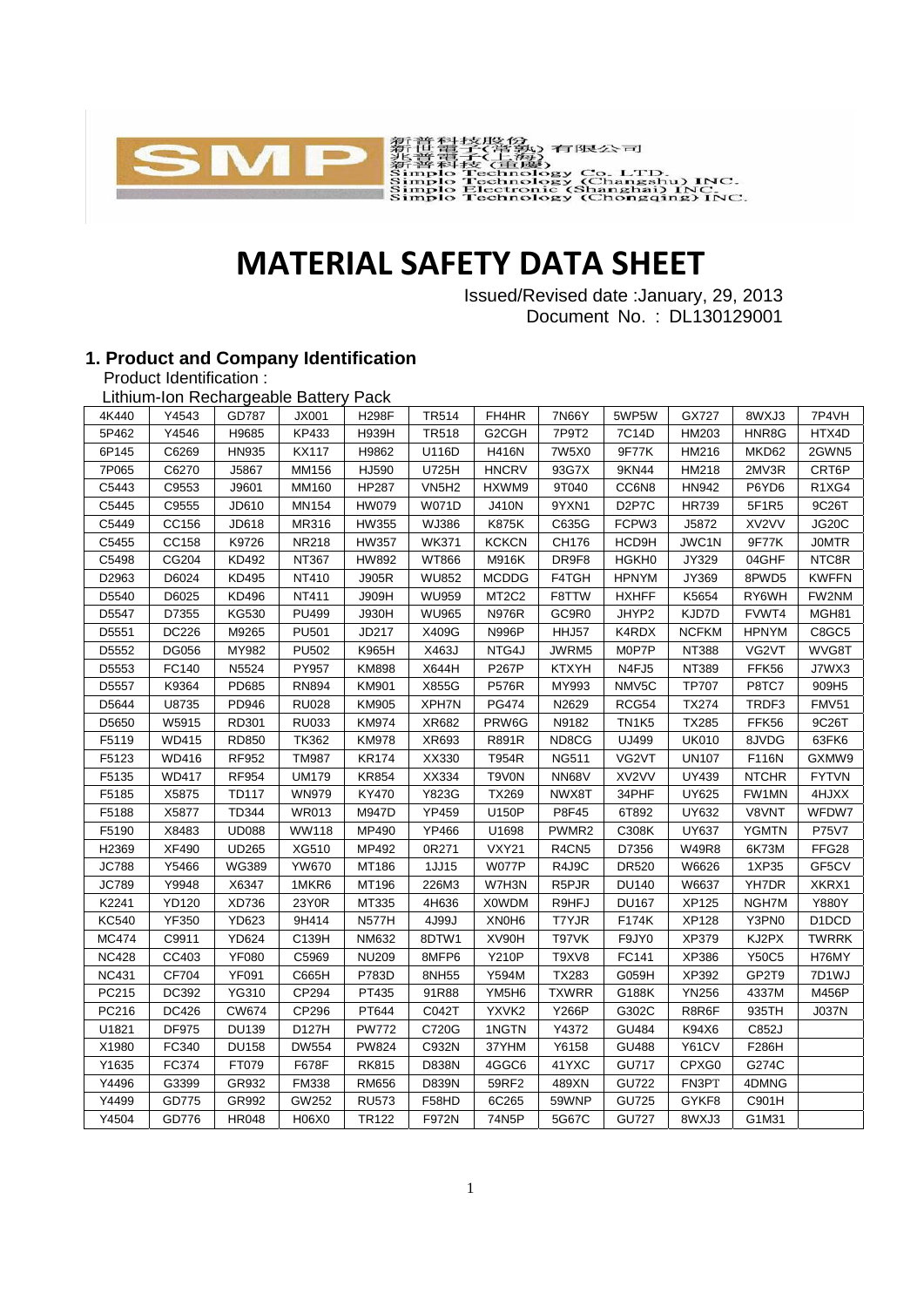SMP

新普科技股份有限公司
新世電子(常熟)有限公司
兆普電子(上海)
新普科技(重慶)
Simplo Technology Co. LTD.
Simplo Technology (Changshu) INC.
Simplo Electronic (Shanghai) INC.
Simplo Technology (Chongqing) INC.

# MATERIAL SAFETY DATA SHEET

Issued/Revised date :January, 29, 2013
Document No. : DL130129001

## 1. Product and Company Identification

Product Identification :

Lithium-Ion Rechargeable Battery Pack

| | | | | | | | | | | | |
|---|---|---|---|---|---|---|---|---|---|---|---|
| 4K440 | Y4543 | GD787 | JX001 | H298F | TR514 | FH4HR | 7N66Y | 5WP5W | GX727 | 8WXJ3 | 7P4VH |
| 5P462 | Y4546 | H9685 | KP433 | H939H | TR518 | G2CGH | 7P9T2 | 7C14D | HM203 | HNR8G | HTX4D |
| 6P145 | C6269 | HN935 | KX117 | H9862 | U116D | H416N | 7W5X0 | 9F77K | HM216 | MKD62 | 2GWN5 |
| 7P065 | C6270 | J5867 | MM156 | HJ590 | U725H | HNCRV | 93G7X | 9KN44 | HM218 | 2MV3R | CRT6P |
| C5443 | C9553 | J9601 | MM160 | HP287 | VN5H2 | HXWM9 | 9T040 | CC6N8 | HN942 | P6YD6 | R1XG4 |
| C5445 | C9555 | JD610 | MN154 | HW079 | W071D | J410N | 9YXN1 | D2P7C | HR739 | 5F1R5 | 9C26T |
| C5449 | CC156 | JD618 | MR316 | HW355 | WJ386 | K875K | C635G | FCPW3 | J5872 | XV2VV | JG20C |
| C5455 | CC158 | K9726 | NR218 | HW357 | WK371 | KCKCN | CH176 | HCD9H | JWC1N | 9F77K | J0MTR |
| C5498 | CG204 | KD492 | NT367 | HW892 | WT866 | M916K | DR9F8 | HGKH0 | JY329 | 04GHF | NTC8R |
| D2963 | D6024 | KD495 | NT410 | J905R | WU852 | MCDDG | F4TGH | HPNYM | JY369 | 8PWD5 | KWFFN |
| D5540 | D6025 | KD496 | NT411 | J909H | WU959 | MT2C2 | F8TTW | HXHFF | K5654 | RY6WH | FW2NM |
| D5547 | D7355 | KG530 | PU499 | J930H | WU965 | N976R | GC9R0 | JHYP2 | KJD7D | FVWT4 | MGH81 |
| D5551 | DC226 | M9265 | PU501 | JD217 | X409G | N996P | HHJ57 | K4RDX | NCFKM | HPNYM | C8GC5 |
| D5552 | DG056 | MY982 | PU502 | K965H | X463J | NTG4J | JWRM5 | M0P7P | NT388 | VG2VT | WVG8T |
| D5553 | FC140 | N5524 | PY957 | KM898 | X644H | P267P | KTXYH | N4FJ5 | NT389 | FFK56 | J7WX3 |
| D5557 | K9364 | PD685 | RN894 | KM901 | X855G | P576R | MY993 | NMV5C | TP707 | P8TC7 | 909H5 |
| D5644 | U8735 | PD946 | RU028 | KM905 | XPH7N | PG474 | N2629 | RCG54 | TX274 | TRDF3 | FMV51 |
| D5650 | W5915 | RD301 | RU033 | KM974 | XR682 | PRW6G | N9182 | TN1K5 | TX285 | FFK56 | 9C26T |
| F5119 | WD415 | RD850 | TK362 | KM978 | XR693 | R891R | ND8CG | UJ499 | UK010 | 8JVDG | 63FK6 |
| F5123 | WD416 | RF952 | TM987 | KR174 | XX330 | T954R | NG511 | VG2VT | UN107 | F116N | GXMW9 |
| F5135 | WD417 | RF954 | UM179 | KR854 | XX334 | T9V0N | NN68V | XV2VV | UY439 | NTCHR | FYTVN |
| F5185 | X5875 | TD117 | WN979 | KY470 | Y823G | TX269 | NWX8T | 34PHF | UY625 | FW1MN | 4HJXX |
| F5188 | X5877 | TD344 | WR013 | M947D | YP459 | U150P | P8F45 | 6T892 | UY632 | V8VNT | WFDW7 |
| F5190 | X8483 | UD088 | WW118 | MP490 | YP466 | U1698 | PWMR2 | C308K | UY637 | YGMTN | P75V7 |
| H2369 | XF490 | UD265 | XG510 | MP492 | 0R271 | VXY21 | R4CN5 | D7356 | W49R8 | 6K73M | FFG28 |
| JC788 | Y5466 | WG389 | YW670 | MT186 | 1JJ15 | W077P | R4J9C | DR520 | W6626 | 1XP35 | GF5CV |
| JC789 | Y9948 | X6347 | 1MKR6 | MT196 | 226M3 | W7H3N | R5PJR | DU140 | W6637 | YH7DR | XKRX1 |
| K2241 | YD120 | XD736 | 23Y0R | MT335 | 4H636 | X0WDM | R9HFJ | DU167 | XP125 | NGH7M | Y880Y |
| KC540 | YF350 | YD623 | 9H414 | N577H | 4J99J | XN0H6 | T7YJR | F174K | XP128 | Y3PN0 | D1DCD |
| MC474 | C9911 | YD624 | C139H | NM632 | 8DTW1 | XV90H | T97VK | F9JY0 | XP379 | KJ2PX | TWRRK |
| NC428 | CC403 | YF080 | C5969 | NU209 | 8MFP6 | Y210P | T9XV8 | FC141 | XP386 | Y50C5 | H76MY |
| NC431 | CF704 | YF091 | C665H | P783D | 8NH55 | Y594M | TX283 | G059H | XP392 | GP2T9 | 7D1WJ |
| PC215 | DC392 | YG310 | CP294 | PT435 | 91R88 | YM5H6 | TXWRR | G188K | YN256 | 4337M | M456P |
| PC216 | DC426 | CW674 | CP296 | PT644 | C042T | YXVK2 | Y266P | G302C | R8R6F | 935TH | J037N |
| U1821 | DF975 | DU139 | D127H | PW772 | C720G | 1NGTN | Y4372 | GU484 | K94X6 | C852J | |
| X1980 | FC340 | DU158 | DW554 | PW824 | C932N | 37YHM | Y6158 | GU488 | Y61CV | F286H | |
| Y1635 | FC374 | FT079 | F678F | RK815 | D838N | 4GGC6 | 41YXC | GU717 | CPXG0 | G274C | |
| Y4496 | G3399 | GR932 | FM338 | RM656 | D839N | 59RF2 | 489XN | GU722 | FN3PT | 4DMNG | |
| Y4499 | GD775 | GR992 | GW252 | RU573 | F58HD | 6C265 | 59WNP | GU725 | GYKF8 | C901H | |
| Y4504 | GD776 | HR048 | H06X0 | TR122 | F972N | 74N5P | 5G67C | GU727 | 8WXJ3 | G1M31 | |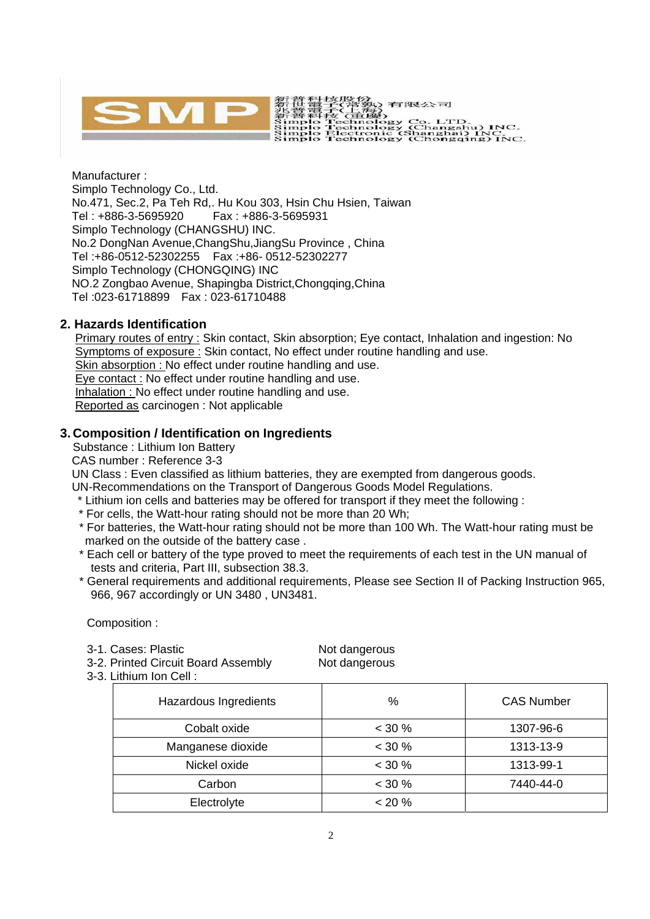SMP 新普科技股份 新世電子(常熟)有限公司 兆普電子(上海) 新普科技(重慶)
Simplo Technology Co. LTD.
Simplo Technology (Changshu) INC.
Simplo Electronic (Shanghai) INC.
Simplo Technology (Chongqing) INC.

Manufacturer :
Simplo Technology Co., Ltd.
No.471, Sec.2, Pa Teh Rd,. Hu Kou 303, Hsin Chu Hsien, Taiwan
Tel : +886-3-5695920 Fax : +886-3-5695931
Simplo Technology (CHANGSHU) INC.
No.2 DongNan Avenue,ChangShu,JiangSu Province , China
Tel :+86-0512-52302255 Fax :+86- 0512-52302277
Simplo Technology (CHONGQING) INC
NO.2 Zongbao Avenue, Shapingba District,Chongqing,China
Tel :023-61718899 Fax : 023-61710488

## 2. Hazards Identification

Primary routes of entry : Skin contact, Skin absorption; Eye contact, Inhalation and ingestion: No
Symptoms of exposure : Skin contact, No effect under routine handling and use.
Skin absorption : No effect under routine handling and use.
Eye contact : No effect under routine handling and use.
Inhalation : No effect under routine handling and use.
Reported as carcinogen : Not applicable

## 3. Composition / Identification on Ingredients

Substance : Lithium Ion Battery
CAS number : Reference 3-3
UN Class : Even classified as lithium batteries, they are exempted from dangerous goods.
UN-Recommendations on the Transport of Dangerous Goods Model Regulations.

* Lithium ion cells and batteries may be offered for transport if they meet the following :
* For cells, the Watt-hour rating should not be more than 20 Wh;
* For batteries, the Watt-hour rating should not be more than 100 Wh. The Watt-hour rating must be marked on the outside of the battery case .
* Each cell or battery of the type proved to meet the requirements of each test in the UN manual of tests and criteria, Part III, subsection 38.3.
* General requirements and additional requirements, Please see Section II of Packing Instruction 965, 966, 967 accordingly or UN 3480 , UN3481.

Composition :

3-1. Cases: Plastic — Not dangerous
3-2. Printed Circuit Board Assembly — Not dangerous
3-3. Lithium Ion Cell :

| Hazardous Ingredients | % | CAS Number |
|---|---|---|
| Cobalt oxide | < 30 % | 1307-96-6 |
| Manganese dioxide | < 30 % | 1313-13-9 |
| Nickel oxide | < 30 % | 1313-99-1 |
| Carbon | < 30 % | 7440-44-0 |
| Electrolyte | < 20 % | |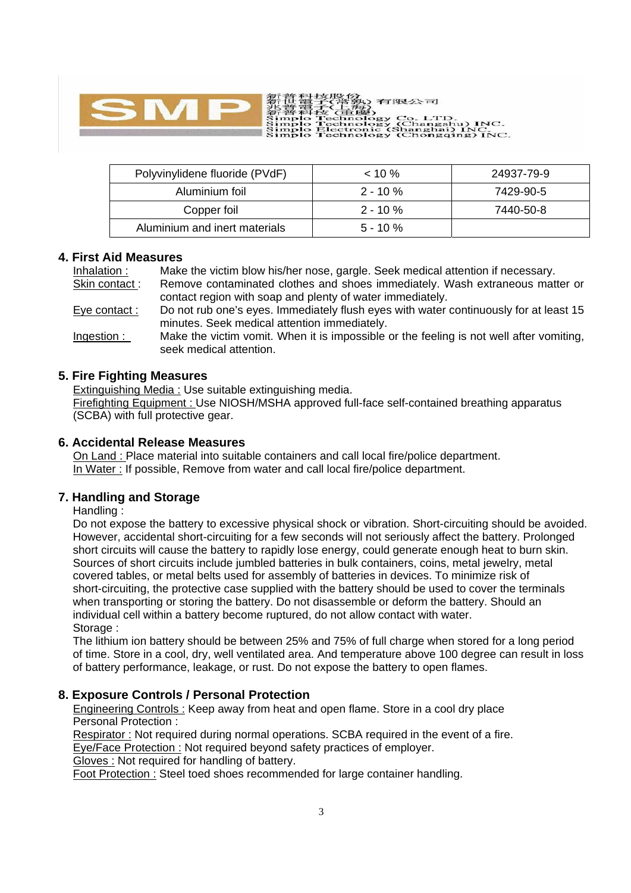| Polyvinylidene fluoride (PVdF) | < 10 % | 24937-79-9 |
|---|---|---|
| Aluminium foil | 2 - 10 % | 7429-90-5 |
| Copper foil | 2 - 10 % | 7440-50-8 |
| Aluminium and inert materials | 5 - 10 % | |

## 4. First Aid Measures

Inhalation : Make the victim blow his/her nose, gargle. Seek medical attention if necessary.

Skin contact : Remove contaminated clothes and shoes immediately. Wash extraneous matter or contact region with soap and plenty of water immediately.

Eye contact : Do not rub one's eyes. Immediately flush eyes with water continuously for at least 15 minutes. Seek medical attention immediately.

Ingestion : Make the victim vomit. When it is impossible or the feeling is not well after vomiting, seek medical attention.

## 5. Fire Fighting Measures

Extinguishing Media : Use suitable extinguishing media.

Firefighting Equipment : Use NIOSH/MSHA approved full-face self-contained breathing apparatus (SCBA) with full protective gear.

## 6. Accidental Release Measures

On Land : Place material into suitable containers and call local fire/police department.

In Water : If possible, Remove from water and call local fire/police department.

## 7. Handling and Storage

Handling :

Do not expose the battery to excessive physical shock or vibration. Short-circuiting should be avoided. However, accidental short-circuiting for a few seconds will not seriously affect the battery. Prolonged short circuits will cause the battery to rapidly lose energy, could generate enough heat to burn skin. Sources of short circuits include jumbled batteries in bulk containers, coins, metal jewelry, metal covered tables, or metal belts used for assembly of batteries in devices. To minimize risk of short-circuiting, the protective case supplied with the battery should be used to cover the terminals when transporting or storing the battery. Do not disassemble or deform the battery. Should an individual cell within a battery become ruptured, do not allow contact with water.

Storage :

The lithium ion battery should be between 25% and 75% of full charge when stored for a long period of time. Store in a cool, dry, well ventilated area. And temperature above 100 degree can result in loss of battery performance, leakage, or rust. Do not expose the battery to open flames.

## 8. Exposure Controls / Personal Protection

Engineering Controls : Keep away from heat and open flame. Store in a cool dry place

Personal Protection :

Respirator : Not required during normal operations. SCBA required in the event of a fire.

Eye/Face Protection : Not required beyond safety practices of employer.

Gloves : Not required for handling of battery.

Foot Protection : Steel toed shoes recommended for large container handling.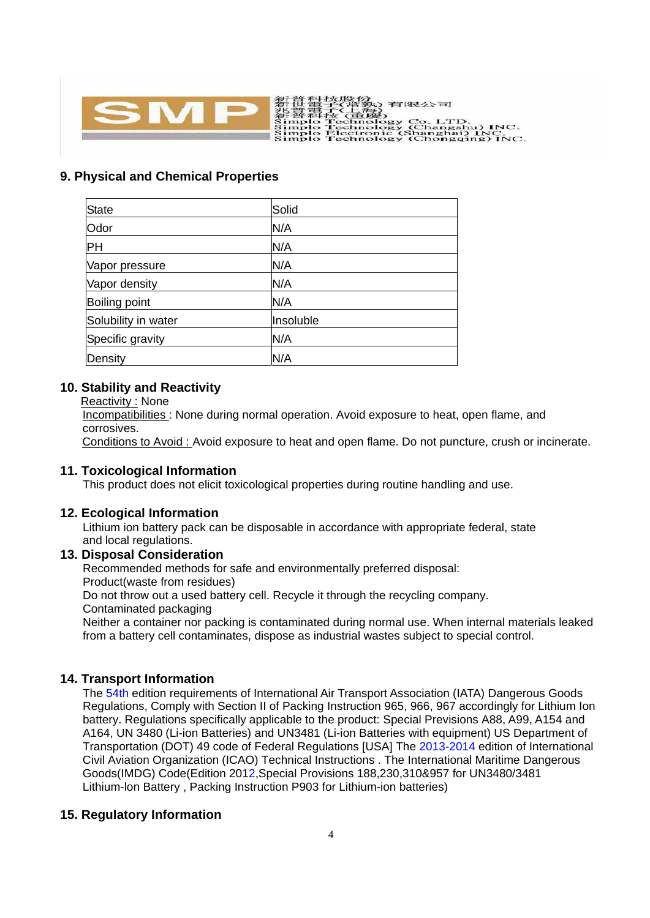## 9. Physical and Chemical Properties

| State | Solid |
|---|---|
| Odor | N/A |
| PH | N/A |
| Vapor pressure | N/A |
| Vapor density | N/A |
| Boiling point | N/A |
| Solubility in water | Insoluble |
| Specific gravity | N/A |
| Density | N/A |

## 10. Stability and Reactivity

Reactivity : None

Incompatibilities : None during normal operation. Avoid exposure to heat, open flame, and corrosives.

Conditions to Avoid : Avoid exposure to heat and open flame. Do not puncture, crush or incinerate.

## 11. Toxicological Information

This product does not elicit toxicological properties during routine handling and use.

## 12. Ecological Information

Lithium ion battery pack can be disposable in accordance with appropriate federal, state and local regulations.

## 13. Disposal Consideration

Recommended methods for safe and environmentally preferred disposal:

Product(waste from residues)

Do not throw out a used battery cell. Recycle it through the recycling company.

Contaminated packaging

Neither a container nor packing is contaminated during normal use. When internal materials leaked from a battery cell contaminates, dispose as industrial wastes subject to special control.

## 14. Transport Information

The 54th edition requirements of International Air Transport Association (IATA) Dangerous Goods Regulations, Comply with Section II of Packing Instruction 965, 966, 967 accordingly for Lithium Ion battery. Regulations specifically applicable to the product: Special Previsions A88, A99, A154 and A164, UN 3480 (Li-ion Batteries) and UN3481 (Li-ion Batteries with equipment) US Department of Transportation (DOT) 49 code of Federal Regulations [USA] The 2013-2014 edition of International Civil Aviation Organization (ICAO) Technical Instructions . The International Maritime Dangerous Goods(IMDG) Code(Edition 2012,Special Provisions 188,230,310&957 for UN3480/3481 Lithium-Ion Battery , Packing Instruction P903 for Lithium-ion batteries)

## 15. Regulatory Information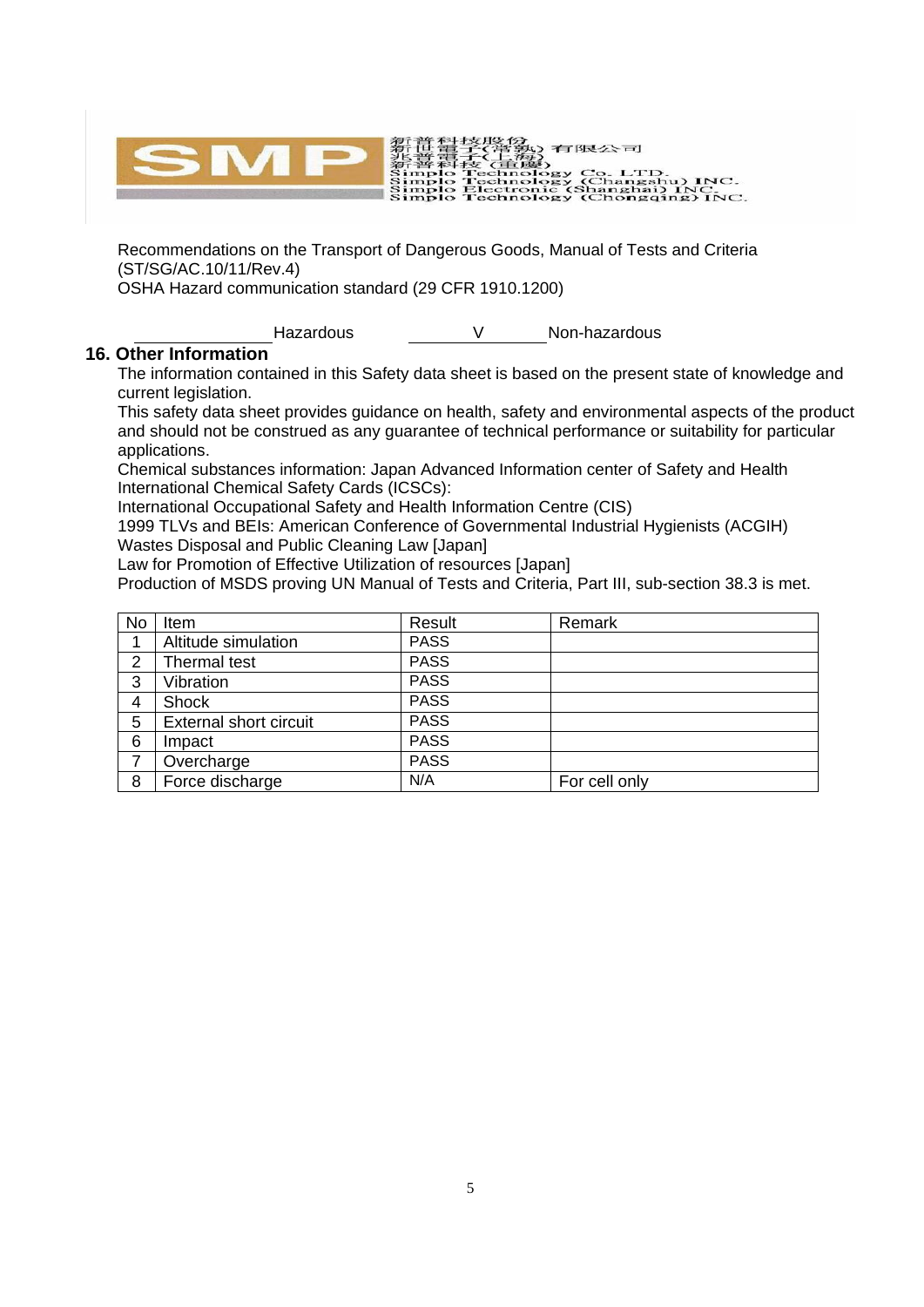Recommendations on the Transport of Dangerous Goods, Manual of Tests and Criteria (ST/SG/AC.10/11/Rev.4)
OSHA Hazard communication standard (29 CFR 1910.1200)

______ Hazardous ___V___ Non-hazardous

## 16. Other Information

The information contained in this Safety data sheet is based on the present state of knowledge and current legislation.
This safety data sheet provides guidance on health, safety and environmental aspects of the product and should not be construed as any guarantee of technical performance or suitability for particular applications.
Chemical substances information: Japan Advanced Information center of Safety and Health
International Chemical Safety Cards (ICSCs):
International Occupational Safety and Health Information Centre (CIS)
1999 TLVs and BEIs: American Conference of Governmental Industrial Hygienists (ACGIH)
Wastes Disposal and Public Cleaning Law [Japan]
Law for Promotion of Effective Utilization of resources [Japan]
Production of MSDS proving UN Manual of Tests and Criteria, Part III, sub-section 38.3 is met.

| No | Item | Result | Remark |
|---|---|---|---|
| 1 | Altitude simulation | PASS | |
| 2 | Thermal test | PASS | |
| 3 | Vibration | PASS | |
| 4 | Shock | PASS | |
| 5 | External short circuit | PASS | |
| 6 | Impact | PASS | |
| 7 | Overcharge | PASS | |
| 8 | Force discharge | N/A | For cell only |